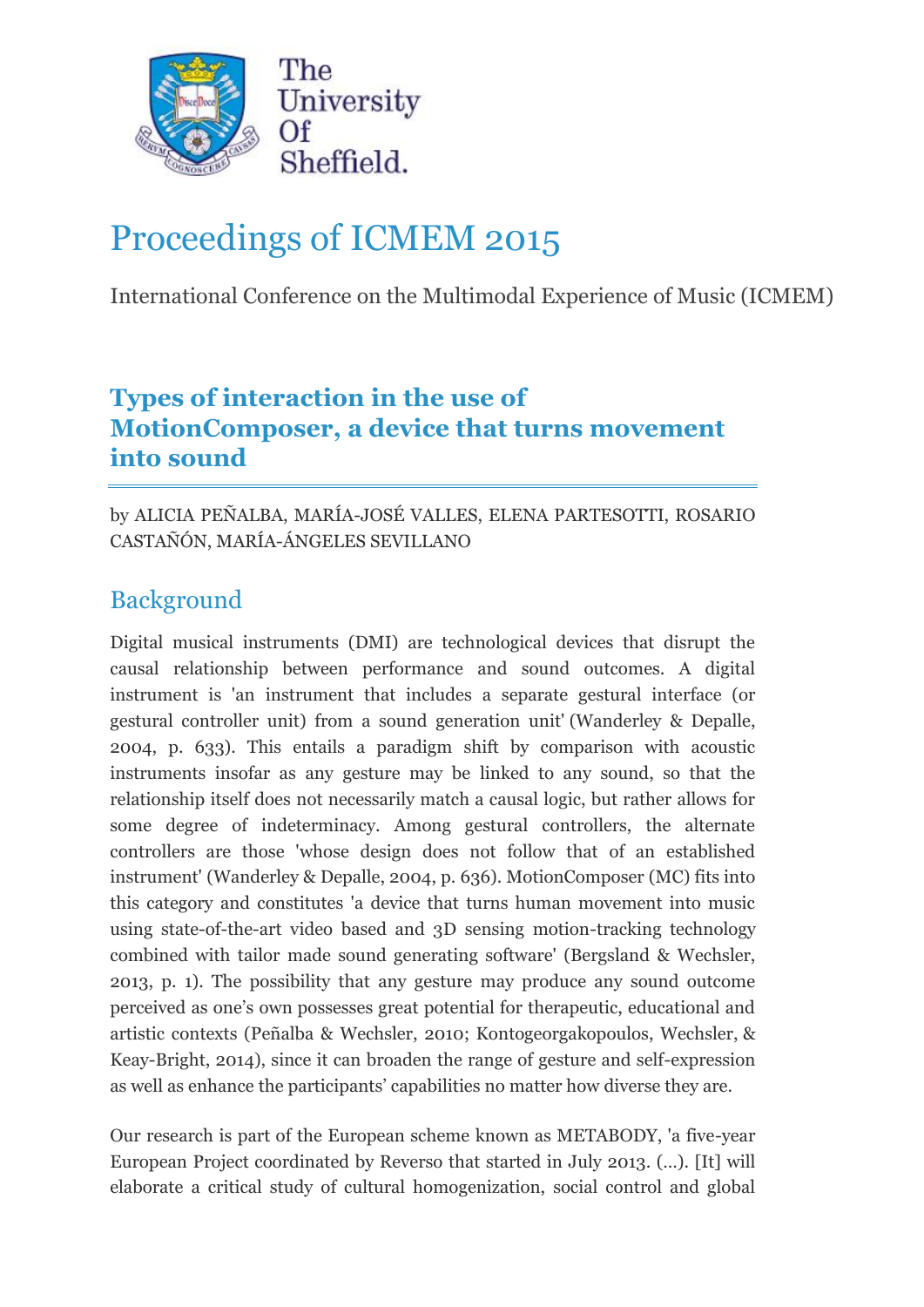The University Of Sheffield.

# Proceedings of ICMEM 2015

International Conference on the Multimodal Experience of Music (ICMEM)

## Types of interaction in the use of MotionComposer, a device that turns movement into sound

by ALICIA PEÑALBA, MARÍA-JOSÉ VALLES, ELENA PARTESOTTI, ROSARIO CASTAÑÓN, MARÍA-ÁNGELES SEVILLANO

## Background

Digital musical instruments (DMI) are technological devices that disrupt the causal relationship between performance and sound outcomes. A digital instrument is 'an instrument that includes a separate gestural interface (or gestural controller unit) from a sound generation unit' (Wanderley & Depalle, 2004, p. 633). This entails a paradigm shift by comparison with acoustic instruments insofar as any gesture may be linked to any sound, so that the relationship itself does not necessarily match a causal logic, but rather allows for some degree of indeterminacy. Among gestural controllers, the alternate controllers are those 'whose design does not follow that of an established instrument' (Wanderley & Depalle, 2004, p. 636). MotionComposer (MC) fits into this category and constitutes 'a device that turns human movement into music using state-of-the-art video based and 3D sensing motion-tracking technology combined with tailor made sound generating software' (Bergsland & Wechsler, 2013, p. 1). The possibility that any gesture may produce any sound outcome perceived as one's own possesses great potential for therapeutic, educational and artistic contexts (Peñalba & Wechsler, 2010; Kontogeorgakopoulos, Wechsler, & Keay-Bright, 2014), since it can broaden the range of gesture and self-expression as well as enhance the participants' capabilities no matter how diverse they are.

Our research is part of the European scheme known as METABODY, 'a five-year European Project coordinated by Reverso that started in July 2013. (...). [It] will elaborate a critical study of cultural homogenization, social control and global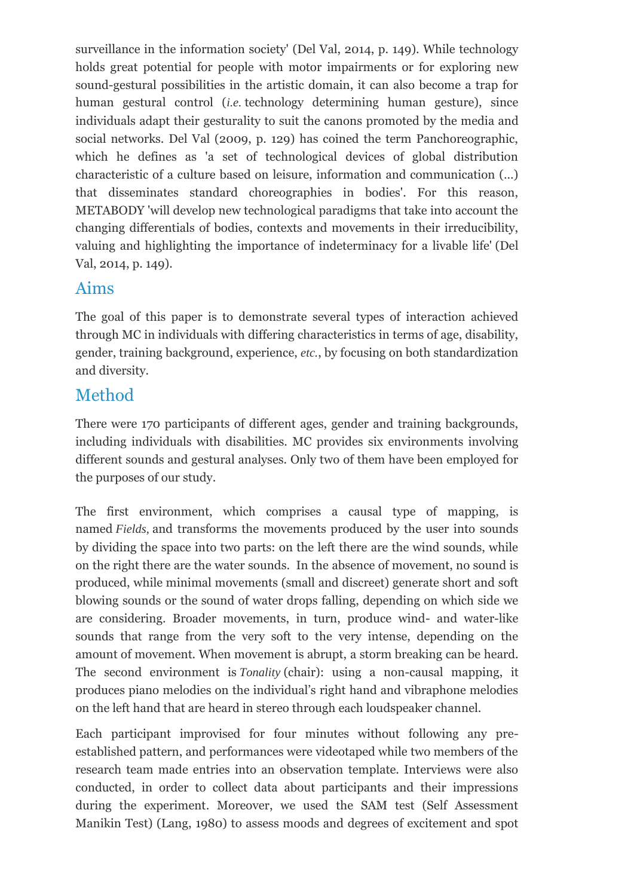surveillance in the information society' (Del Val, 2014, p. 149). While technology holds great potential for people with motor impairments or for exploring new sound-gestural possibilities in the artistic domain, it can also become a trap for human gestural control (*i.e.* technology determining human gesture), since individuals adapt their gesturality to suit the canons promoted by the media and social networks. Del Val (2009, p. 129) has coined the term Panchoreographic, which he defines as 'a set of technological devices of global distribution characteristic of a culture based on leisure, information and communication (...) that disseminates standard choreographies in bodies'. For this reason, METABODY 'will develop new technological paradigms that take into account the changing differentials of bodies, contexts and movements in their irreducibility, valuing and highlighting the importance of indeterminacy for a livable life' (Del Val, 2014, p. 149).

## Aims

The goal of this paper is to demonstrate several types of interaction achieved through MC in individuals with differing characteristics in terms of age, disability, gender, training background, experience, *etc.*, by focusing on both standardization and diversity.

## Method

There were 170 participants of different ages, gender and training backgrounds, including individuals with disabilities. MC provides six environments involving different sounds and gestural analyses. Only two of them have been employed for the purposes of our study.

The first environment, which comprises a causal type of mapping, is named *Fields,* and transforms the movements produced by the user into sounds by dividing the space into two parts: on the left there are the wind sounds, while on the right there are the water sounds. In the absence of movement, no sound is produced, while minimal movements (small and discreet) generate short and soft blowing sounds or the sound of water drops falling, depending on which side we are considering. Broader movements, in turn, produce wind- and water-like sounds that range from the very soft to the very intense, depending on the amount of movement. When movement is abrupt, a storm breaking can be heard. The second environment is *Tonality* (chair): using a non-causal mapping, it produces piano melodies on the individual's right hand and vibraphone melodies on the left hand that are heard in stereo through each loudspeaker channel.

Each participant improvised for four minutes without following any pre-established pattern, and performances were videotaped while two members of the research team made entries into an observation template. Interviews were also conducted, in order to collect data about participants and their impressions during the experiment. Moreover, we used the SAM test (Self Assessment Manikin Test) (Lang, 1980) to assess moods and degrees of excitement and spot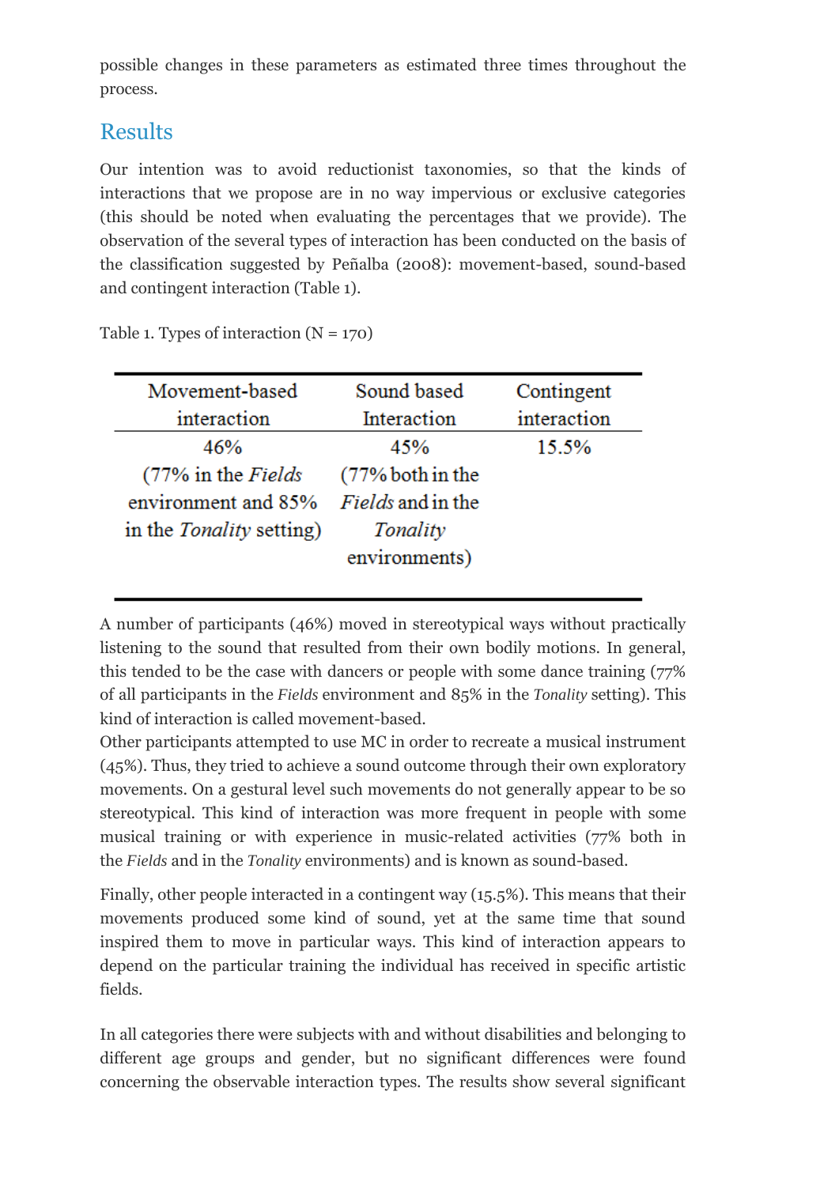possible changes in these parameters as estimated three times throughout the process.

## Results

Our intention was to avoid reductionist taxonomies, so that the kinds of interactions that we propose are in no way impervious or exclusive categories (this should be noted when evaluating the percentages that we provide). The observation of the several types of interaction has been conducted on the basis of the classification suggested by Peñalba (2008): movement-based, sound-based and contingent interaction (Table 1).

Table 1. Types of interaction (N = 170)

| Movement-based interaction | Sound based Interaction | Contingent interaction |
|---|---|---|
| 46% (77% in the *Fields* environment and 85% in the *Tonality* setting) | 45% (77% both in the *Fields* and in the *Tonality* environments) | 15.5% |

A number of participants (46%) moved in stereotypical ways without practically listening to the sound that resulted from their own bodily motions. In general, this tended to be the case with dancers or people with some dance training (77% of all participants in the *Fields* environment and 85% in the *Tonality* setting). This kind of interaction is called movement-based.
Other participants attempted to use MC in order to recreate a musical instrument (45%). Thus, they tried to achieve a sound outcome through their own exploratory movements. On a gestural level such movements do not generally appear to be so stereotypical. This kind of interaction was more frequent in people with some musical training or with experience in music-related activities (77% both in the *Fields* and in the *Tonality* environments) and is known as sound-based.

Finally, other people interacted in a contingent way (15.5%). This means that their movements produced some kind of sound, yet at the same time that sound inspired them to move in particular ways. This kind of interaction appears to depend on the particular training the individual has received in specific artistic fields.

In all categories there were subjects with and without disabilities and belonging to different age groups and gender, but no significant differences were found concerning the observable interaction types. The results show several significant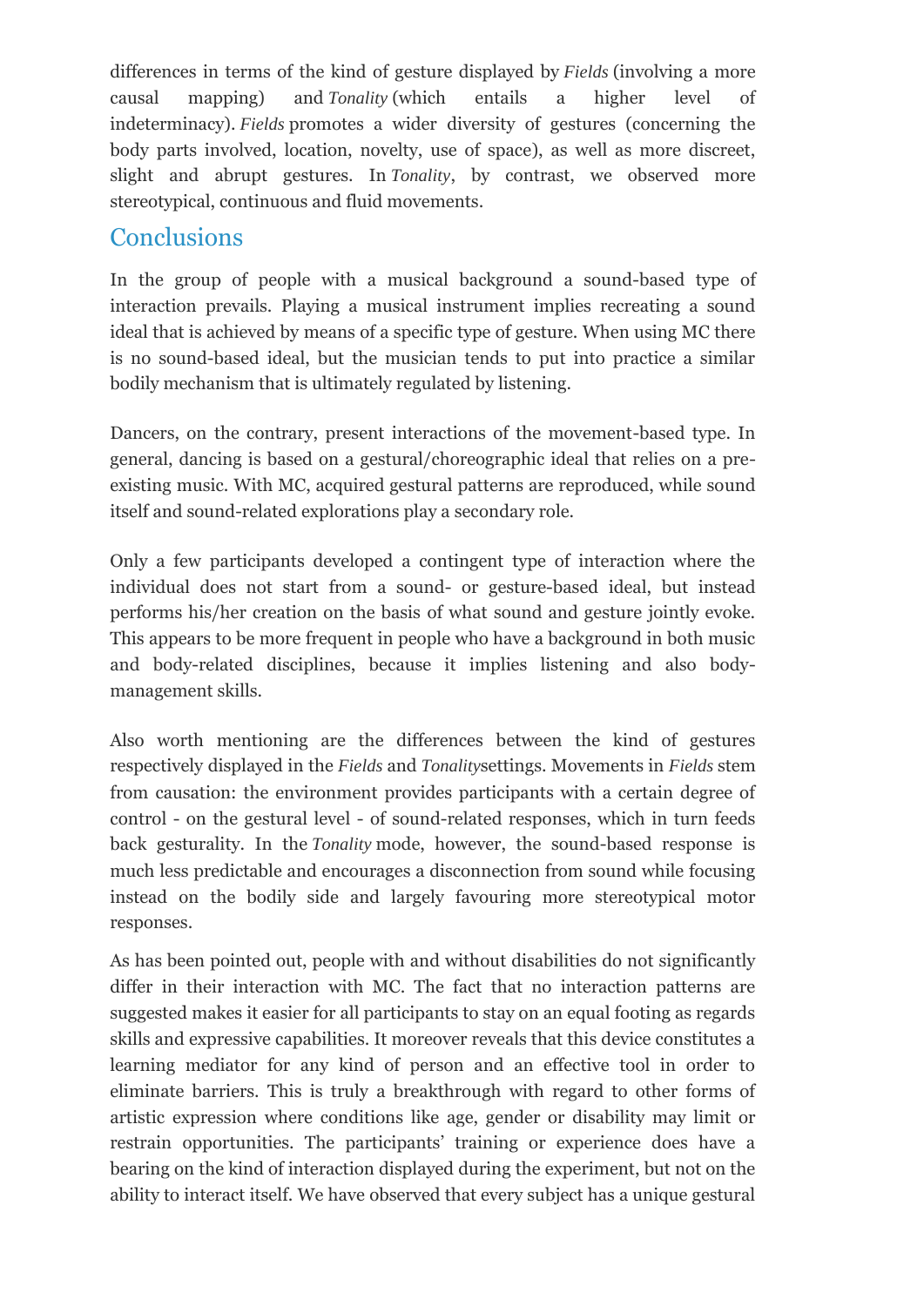differences in terms of the kind of gesture displayed by *Fields* (involving a more causal mapping) and *Tonality* (which entails a higher level of indeterminacy). *Fields* promotes a wider diversity of gestures (concerning the body parts involved, location, novelty, use of space), as well as more discreet, slight and abrupt gestures. In *Tonality*, by contrast, we observed more stereotypical, continuous and fluid movements.

## Conclusions

In the group of people with a musical background a sound-based type of interaction prevails. Playing a musical instrument implies recreating a sound ideal that is achieved by means of a specific type of gesture. When using MC there is no sound-based ideal, but the musician tends to put into practice a similar bodily mechanism that is ultimately regulated by listening.

Dancers, on the contrary, present interactions of the movement-based type. In general, dancing is based on a gestural/choreographic ideal that relies on a pre-existing music. With MC, acquired gestural patterns are reproduced, while sound itself and sound-related explorations play a secondary role.

Only a few participants developed a contingent type of interaction where the individual does not start from a sound- or gesture-based ideal, but instead performs his/her creation on the basis of what sound and gesture jointly evoke. This appears to be more frequent in people who have a background in both music and body-related disciplines, because it implies listening and also body-management skills.

Also worth mentioning are the differences between the kind of gestures respectively displayed in the *Fields* and *Tonality*settings. Movements in *Fields* stem from causation: the environment provides participants with a certain degree of control - on the gestural level - of sound-related responses, which in turn feeds back gesturality. In the *Tonality* mode, however, the sound-based response is much less predictable and encourages a disconnection from sound while focusing instead on the bodily side and largely favouring more stereotypical motor responses.

As has been pointed out, people with and without disabilities do not significantly differ in their interaction with MC. The fact that no interaction patterns are suggested makes it easier for all participants to stay on an equal footing as regards skills and expressive capabilities. It moreover reveals that this device constitutes a learning mediator for any kind of person and an effective tool in order to eliminate barriers. This is truly a breakthrough with regard to other forms of artistic expression where conditions like age, gender or disability may limit or restrain opportunities. The participants' training or experience does have a bearing on the kind of interaction displayed during the experiment, but not on the ability to interact itself. We have observed that every subject has a unique gestural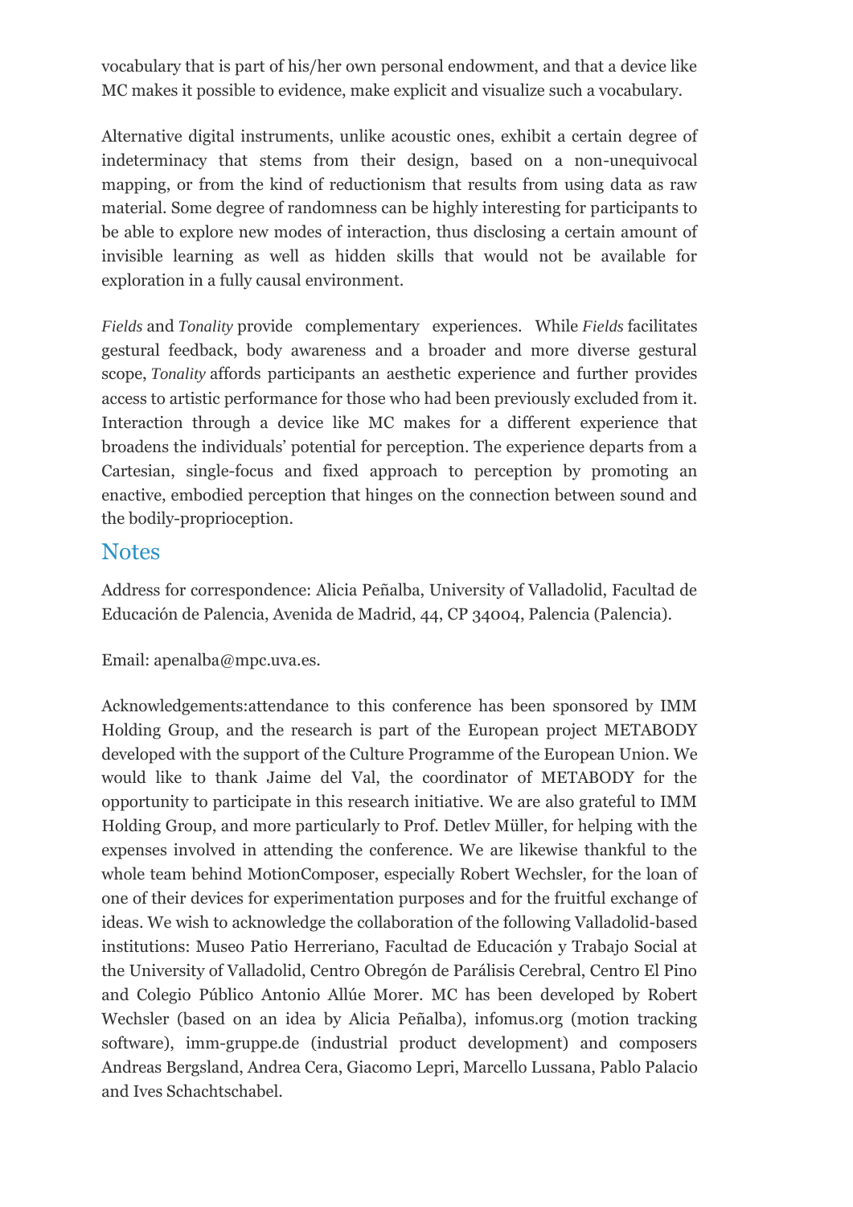vocabulary that is part of his/her own personal endowment, and that a device like MC makes it possible to evidence, make explicit and visualize such a vocabulary.

Alternative digital instruments, unlike acoustic ones, exhibit a certain degree of indeterminacy that stems from their design, based on a non-unequivocal mapping, or from the kind of reductionism that results from using data as raw material. Some degree of randomness can be highly interesting for participants to be able to explore new modes of interaction, thus disclosing a certain amount of invisible learning as well as hidden skills that would not be available for exploration in a fully causal environment.

*Fields* and *Tonality* provide complementary experiences. While *Fields* facilitates gestural feedback, body awareness and a broader and more diverse gestural scope, *Tonality* affords participants an aesthetic experience and further provides access to artistic performance for those who had been previously excluded from it. Interaction through a device like MC makes for a different experience that broadens the individuals' potential for perception. The experience departs from a Cartesian, single-focus and fixed approach to perception by promoting an enactive, embodied perception that hinges on the connection between sound and the bodily-proprioception.

## Notes

Address for correspondence: Alicia Peñalba, University of Valladolid, Facultad de Educación de Palencia, Avenida de Madrid, 44, CP 34004, Palencia (Palencia).

Email: apenalba@mpc.uva.es.

Acknowledgements:attendance to this conference has been sponsored by IMM Holding Group, and the research is part of the European project METABODY developed with the support of the Culture Programme of the European Union. We would like to thank Jaime del Val, the coordinator of METABODY for the opportunity to participate in this research initiative. We are also grateful to IMM Holding Group, and more particularly to Prof. Detlev Müller, for helping with the expenses involved in attending the conference. We are likewise thankful to the whole team behind MotionComposer, especially Robert Wechsler, for the loan of one of their devices for experimentation purposes and for the fruitful exchange of ideas. We wish to acknowledge the collaboration of the following Valladolid-based institutions: Museo Patio Herreriano, Facultad de Educación y Trabajo Social at the University of Valladolid, Centro Obregón de Parálisis Cerebral, Centro El Pino and Colegio Público Antonio Allúe Morer. MC has been developed by Robert Wechsler (based on an idea by Alicia Peñalba), infomus.org (motion tracking software), imm-gruppe.de (industrial product development) and composers Andreas Bergsland, Andrea Cera, Giacomo Lepri, Marcello Lussana, Pablo Palacio and Ives Schachtschabel.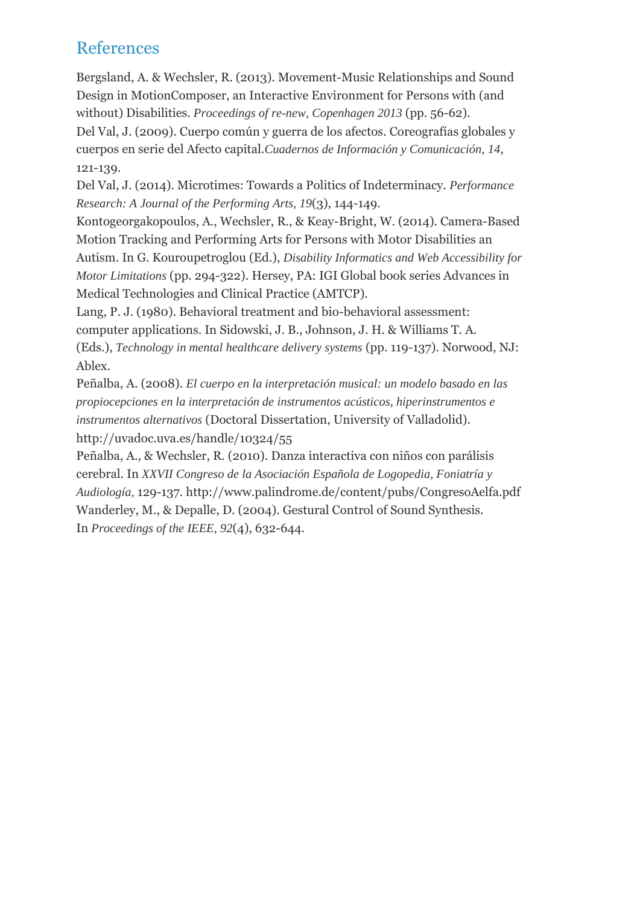## References

Bergsland, A. & Wechsler, R. (2013). Movement-Music Relationships and Sound Design in MotionComposer, an Interactive Environment for Persons with (and without) Disabilities. *Proceedings of re-new, Copenhagen 2013* (pp. 56-62).

Del Val, J. (2009). Cuerpo común y guerra de los afectos. Coreografías globales y cuerpos en serie del Afecto capital.*Cuadernos de Información y Comunicación, 14*, 121-139.

Del Val, J. (2014). Microtimes: Towards a Politics of Indeterminacy. *Performance Research: A Journal of the Performing Arts, 19*(3), 144-149.

Kontogeorgakopoulos, A., Wechsler, R., & Keay-Bright, W. (2014). Camera-Based Motion Tracking and Performing Arts for Persons with Motor Disabilities an Autism. In G. Kouroupetroglou (Ed.), *Disability Informatics and Web Accessibility for Motor Limitations* (pp. 294-322). Hersey, PA: IGI Global book series Advances in Medical Technologies and Clinical Practice (AMTCP).

Lang, P. J. (1980). Behavioral treatment and bio-behavioral assessment: computer applications. In Sidowski, J. B., Johnson, J. H. & Williams T. A. (Eds.), *Technology in mental healthcare delivery systems* (pp. 119-137). Norwood, NJ: Ablex.

Peñalba, A. (2008). *El cuerpo en la interpretación musical: un modelo basado en las propiocepciones en la interpretación de instrumentos acústicos, hiperinstrumentos e instrumentos alternativos* (Doctoral Dissertation, University of Valladolid). http://uvadoc.uva.es/handle/10324/55

Peñalba, A., & Wechsler, R. (2010). Danza interactiva con niños con parálisis cerebral. In *XXVII Congreso de la Asociación Española de Logopedia, Foniatría y Audiología,* 129-137. http://www.palindrome.de/content/pubs/CongresoAelfa.pdf

Wanderley, M., & Depalle, D. (2004). Gestural Control of Sound Synthesis. In *Proceedings of the IEEE, 92*(4), 632-644.